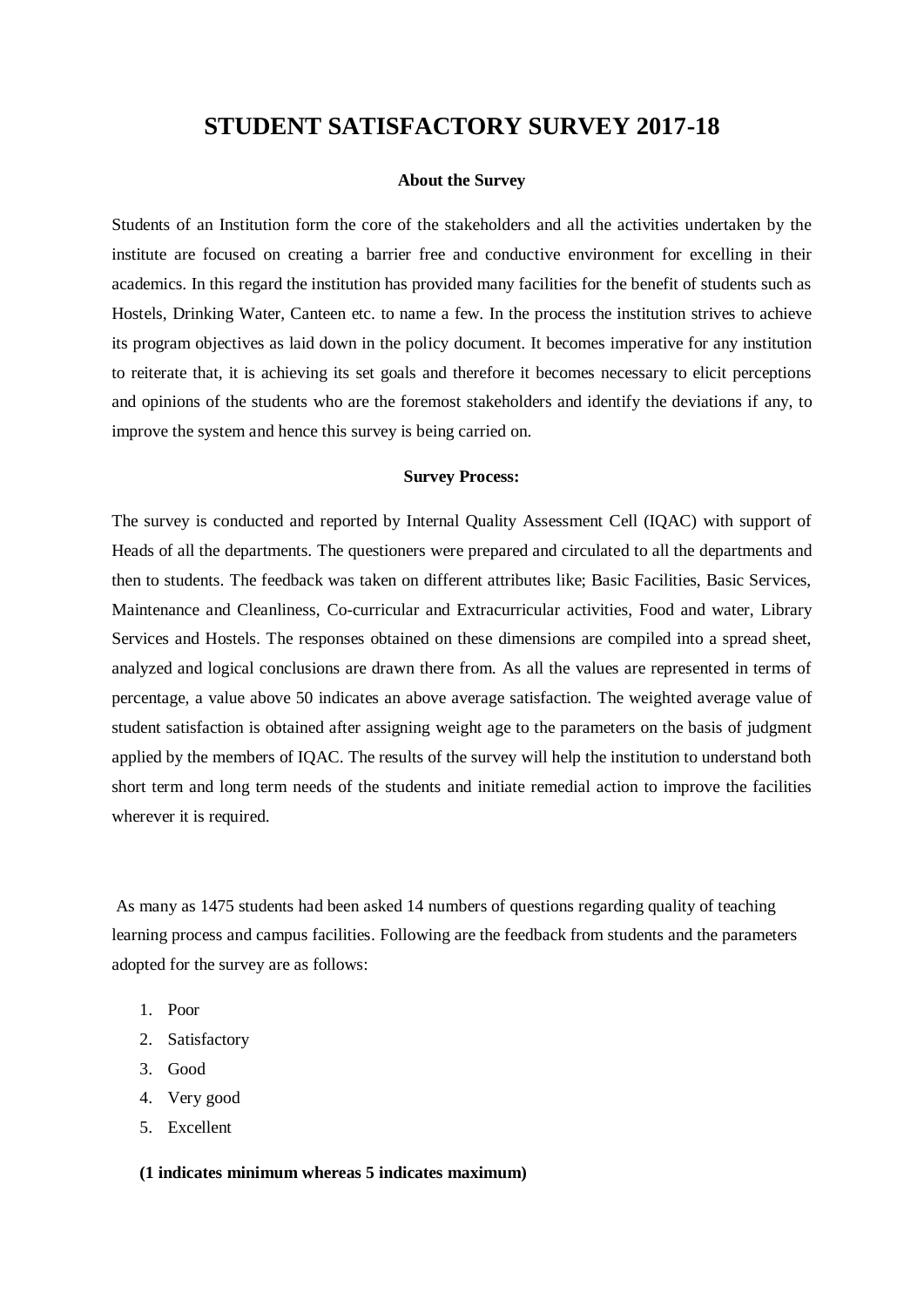# STUDENT SATISFACTORY SURVEY 2017-18

### About the Survey

Students of an Institution form the core of the stakeholders and all the activities undertaken by the institute are focused on creating a barrier free and conductive environment for excelling in their academics. In this regard the institution has provided many facilities for the benefit of students such as Hostels, Drinking Water, Canteen etc. to name a few. In the process the institution strives to achieve its program objectives as laid down in the policy document. It becomes imperative for any institution to reiterate that, it is achieving its set goals and therefore it becomes necessary to elicit perceptions and opinions of the students who are the foremost stakeholders and identify the deviations if any, to improve the system and hence this survey is being carried on.

### Survey Process:

The survey is conducted and reported by Internal Quality Assessment Cell (IQAC) with support of Heads of all the departments. The questioners were prepared and circulated to all the departments and then to students. The feedback was taken on different attributes like; Basic Facilities, Basic Services, Maintenance and Cleanliness, Co-curricular and Extracurricular activities, Food and water, Library Services and Hostels. The responses obtained on these dimensions are compiled into a spread sheet, analyzed and logical conclusions are drawn there from. As all the values are represented in terms of percentage, a value above 50 indicates an above average satisfaction. The weighted average value of student satisfaction is obtained after assigning weight age to the parameters on the basis of judgment applied by the members of IQAC. The results of the survey will help the institution to understand both short term and long term needs of the students and initiate remedial action to improve the facilities wherever it is required.

As many as 1475 students had been asked 14 numbers of questions regarding quality of teaching learning process and campus facilities. Following are the feedback from students and the parameters adopted for the survey are as follows:

1. Poor
2. Satisfactory
3. Good
4. Very good
5. Excellent

**(1 indicates minimum whereas 5 indicates maximum)**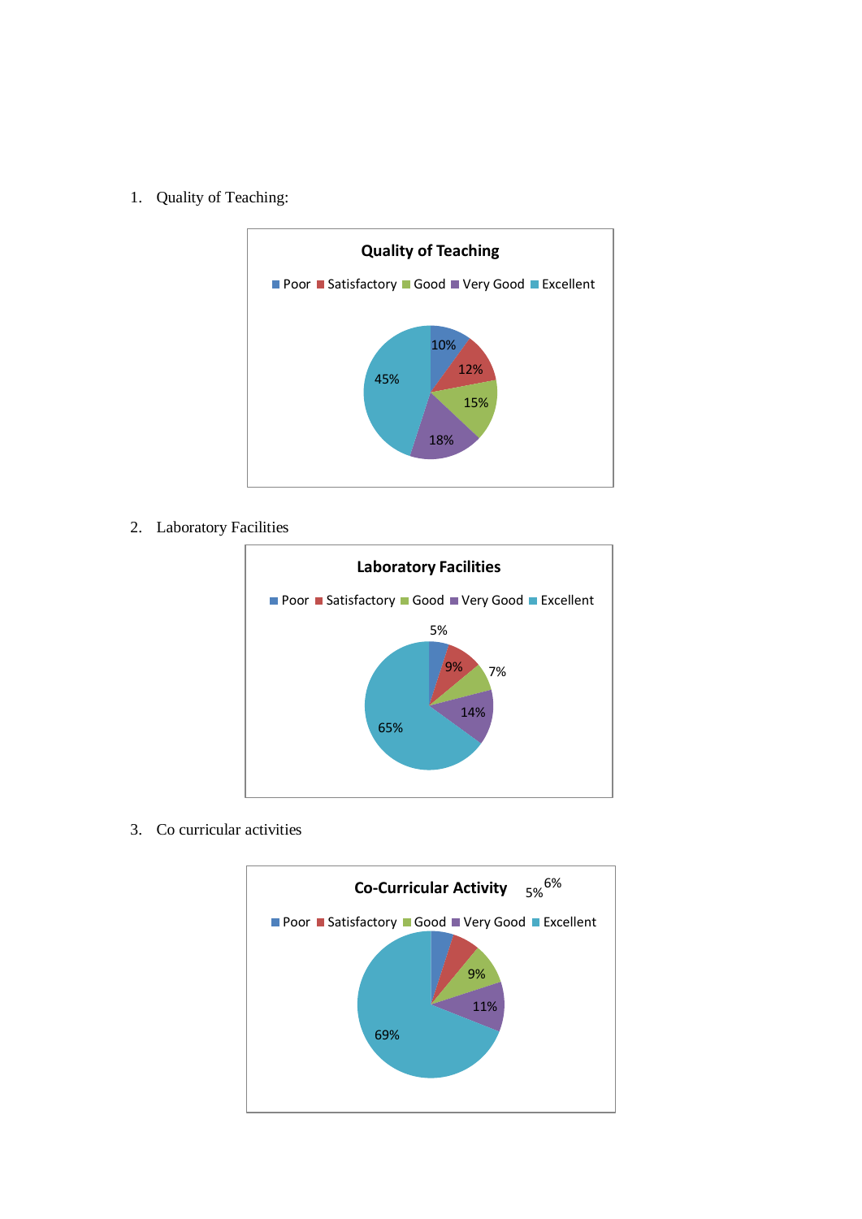1. Quality of Teaching:

**Quality of Teaching**

| Rating | Percentage |
|---|---|
| Poor | 10% |
| Satisfactory | 12% |
| Good | 15% |
| Very Good | 18% |
| Excellent | 45% |

2. Laboratory Facilities

**Laboratory Facilities**

| Rating | Percentage |
|---|---|
| Poor | 5% |
| Satisfactory | 9% |
| Good | 7% |
| Very Good | 14% |
| Excellent | 65% |

3. Co curricular activities

**Co-Curricular Activity**

| Rating | Percentage |
|---|---|
| Poor | 5% |
| Satisfactory | 6% |
| Good | 9% |
| Very Good | 11% |
| Excellent | 69% |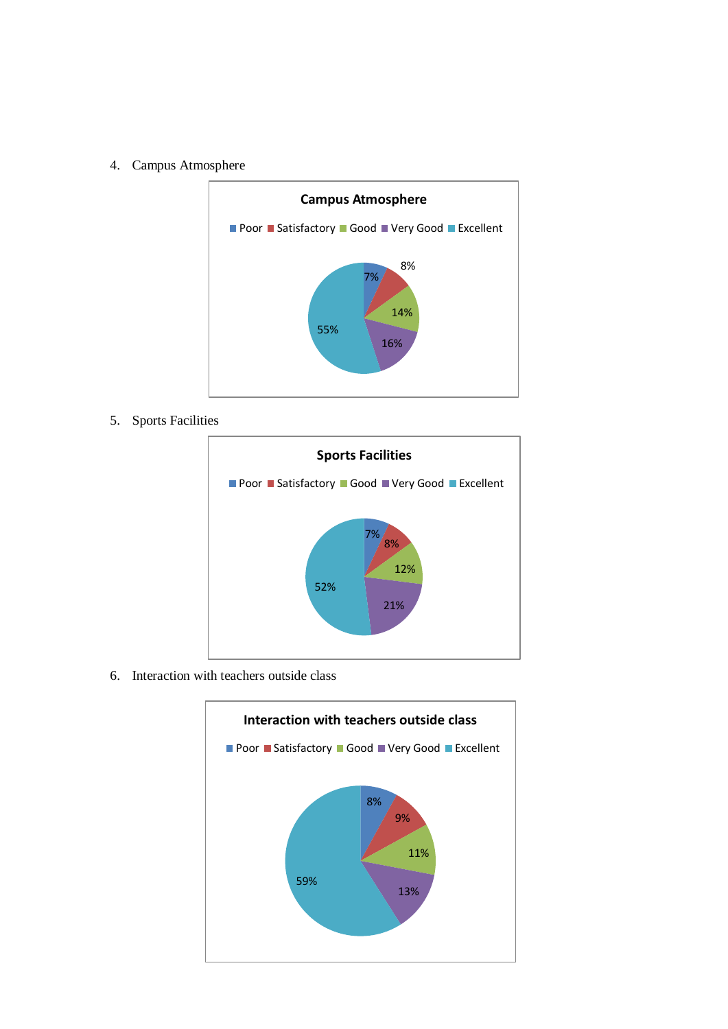4. Campus Atmosphere

5. Sports Facilities

6. Interaction with teachers outside class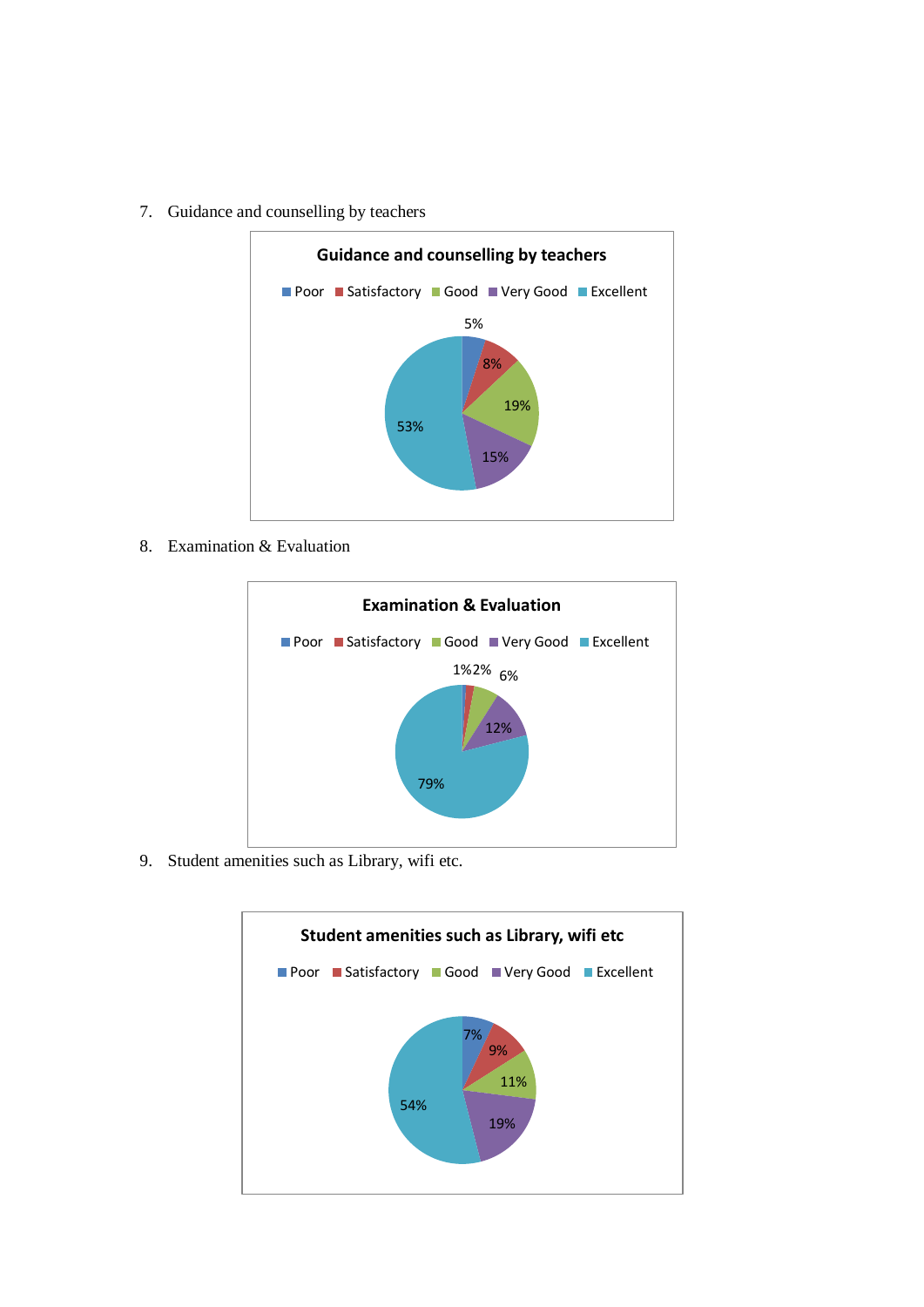7. Guidance and counselling by teachers

**Guidance and counselling by teachers**

Poor | Satisfactory | Good | Very Good | Excellent

5%, 8%, 19%, 15%, 53%

8. Examination & Evaluation

**Examination & Evaluation**

Poor | Satisfactory | Good | Very Good | Excellent

1%, 2%, 6%, 12%, 79%

9. Student amenities such as Library, wifi etc.

**Student amenities such as Library, wifi etc**

Poor | Satisfactory | Good | Very Good | Excellent

7%, 9%, 11%, 19%, 54%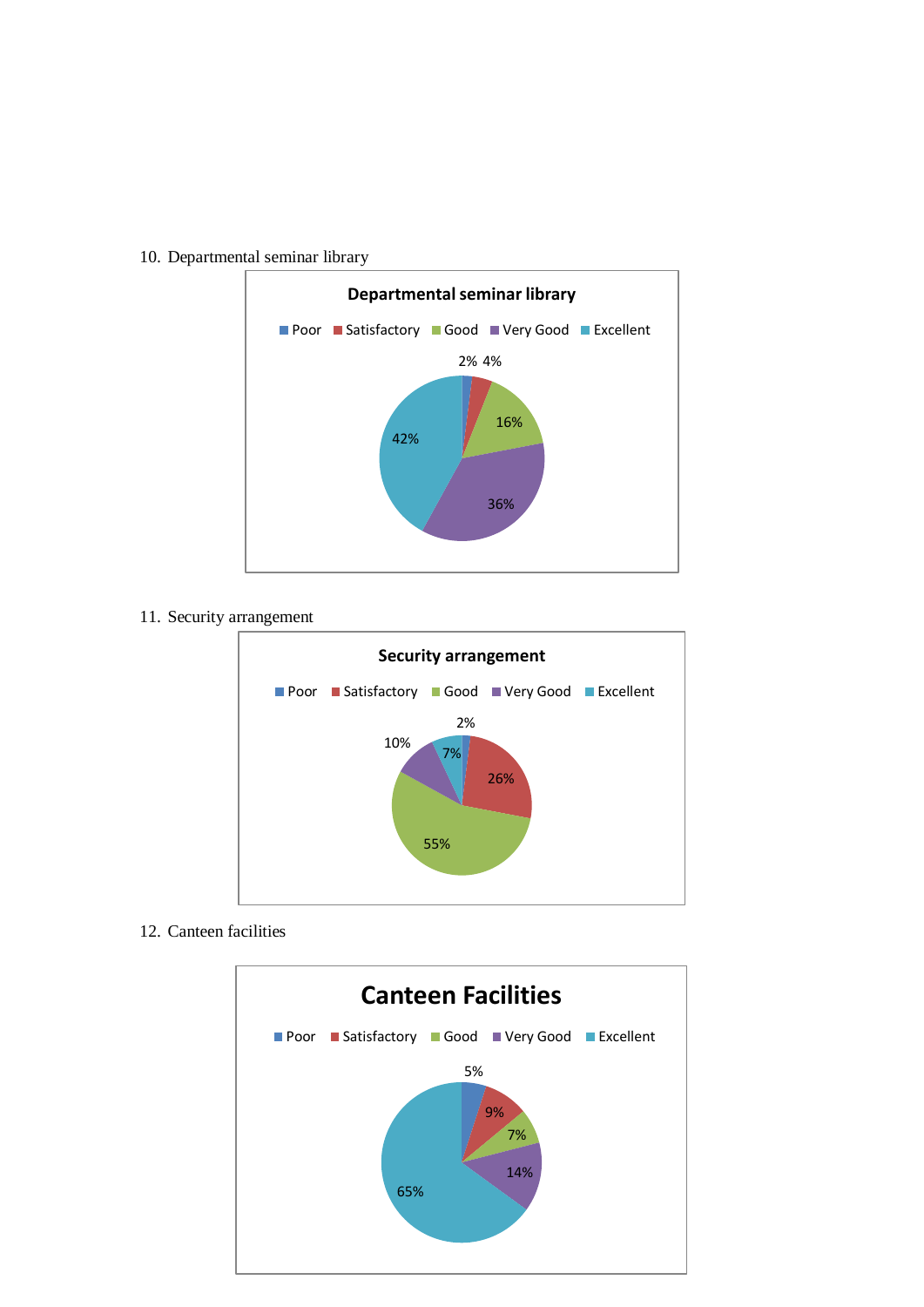10. Departmental seminar library

**Departmental seminar library**

Poor | Satisfactory | Good | Very Good | Excellent

2% 4% 16% 36% 42%

11. Security arrangement

**Security arrangement**

Poor | Satisfactory | Good | Very Good | Excellent

2% 26% 55% 10% 7%

12. Canteen facilities

**Canteen Facilities**

Poor | Satisfactory | Good | Very Good | Excellent

5% 9% 7% 14% 65%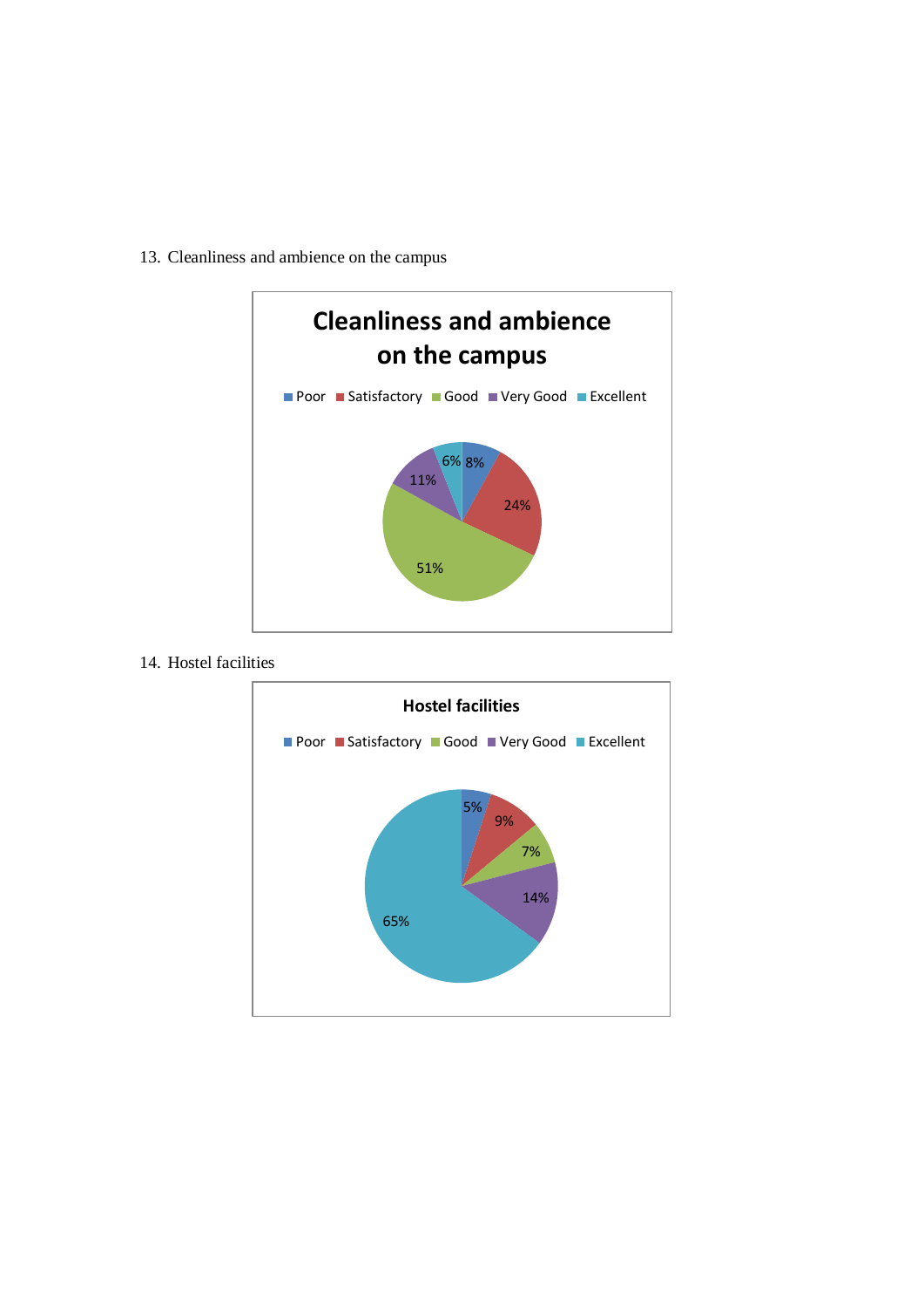13. Cleanliness and ambience on the campus

Cleanliness and ambience on the campus

Poor Satisfactory Good Very Good Excellent

6%
8%
11%
24%
51%

14. Hostel facilities

Hostel facilities

Poor Satisfactory Good Very Good Excellent

5%
9%
7%
14%
65%